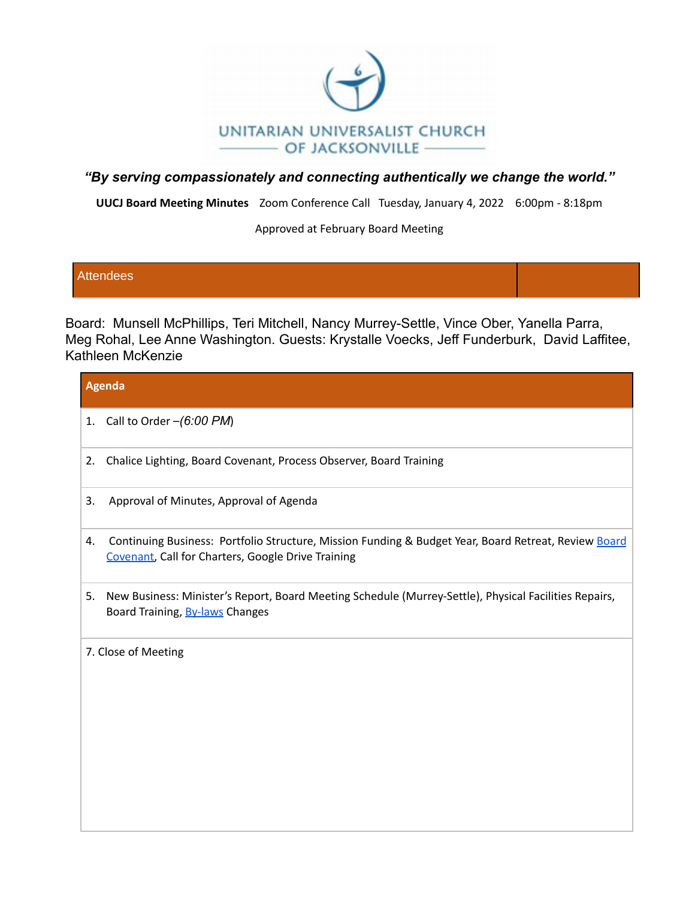UNITARIAN UNIVERSALIST CHURCH OF JACKSONVILLE

***"By serving compassionately and connecting authentically we change the world."***

**UUCJ Board Meeting Minutes** Zoom Conference Call Tuesday, January 4, 2022 6:00pm - 8:18pm

Approved at February Board Meeting

| Attendees | |
|---|---|

Board: Munsell McPhillips, Teri Mitchell, Nancy Murrey-Settle, Vince Ober, Yanella Parra, Meg Rohal, Lee Anne Washington. Guests: Krystalle Voecks, Jeff Funderburk, David Laffitee, Kathleen McKenzie

| **Agenda** |
|---|
| 1. Call to Order –*(6:00 PM*) |
| 2. Chalice Lighting, Board Covenant, Process Observer, Board Training |
| 3. Approval of Minutes, Approval of Agenda |
| 4. Continuing Business: Portfolio Structure, Mission Funding & Budget Year, Board Retreat, Review Board Covenant, Call for Charters, Google Drive Training |
| 5. New Business: Minister's Report, Board Meeting Schedule (Murrey-Settle), Physical Facilities Repairs, Board Training, By-laws Changes |
| 7. Close of Meeting |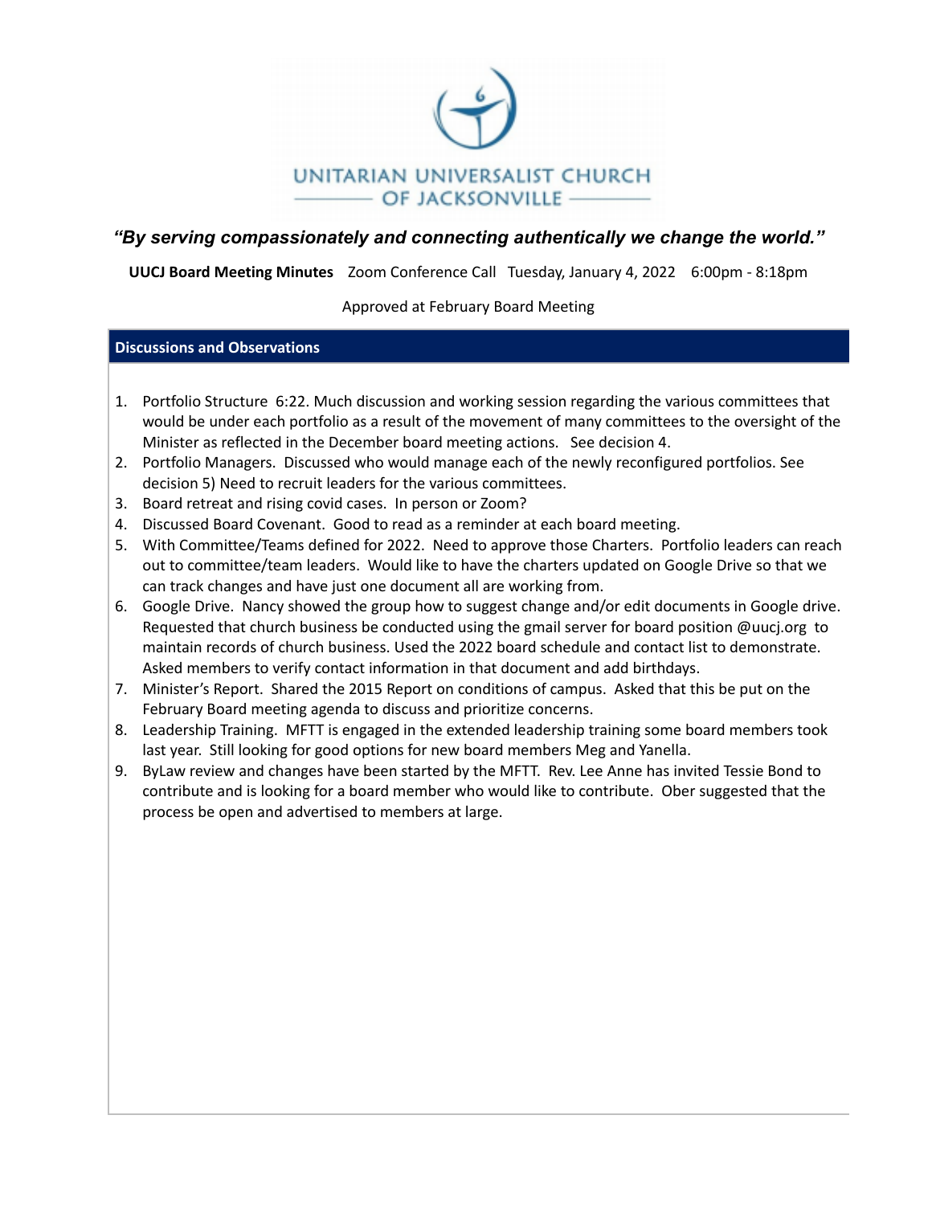**UNITARIAN UNIVERSALIST CHURCH OF JACKSONVILLE**

***"By serving compassionately and connecting authentically we change the world."***

**UUCJ Board Meeting Minutes** Zoom Conference Call Tuesday, January 4, 2022 6:00pm - 8:18pm

Approved at February Board Meeting

## Discussions and Observations

1. Portfolio Structure 6:22. Much discussion and working session regarding the various committees that would be under each portfolio as a result of the movement of many committees to the oversight of the Minister as reflected in the December board meeting actions. See decision 4.
2. Portfolio Managers. Discussed who would manage each of the newly reconfigured portfolios. See decision 5) Need to recruit leaders for the various committees.
3. Board retreat and rising covid cases. In person or Zoom?
4. Discussed Board Covenant. Good to read as a reminder at each board meeting.
5. With Committee/Teams defined for 2022. Need to approve those Charters. Portfolio leaders can reach out to committee/team leaders. Would like to have the charters updated on Google Drive so that we can track changes and have just one document all are working from.
6. Google Drive. Nancy showed the group how to suggest change and/or edit documents in Google drive. Requested that church business be conducted using the gmail server for board position @uucj.org to maintain records of church business. Used the 2022 board schedule and contact list to demonstrate. Asked members to verify contact information in that document and add birthdays.
7. Minister's Report. Shared the 2015 Report on conditions of campus. Asked that this be put on the February Board meeting agenda to discuss and prioritize concerns.
8. Leadership Training. MFTT is engaged in the extended leadership training some board members took last year. Still looking for good options for new board members Meg and Yanella.
9. ByLaw review and changes have been started by the MFTT. Rev. Lee Anne has invited Tessie Bond to contribute and is looking for a board member who would like to contribute. Ober suggested that the process be open and advertised to members at large.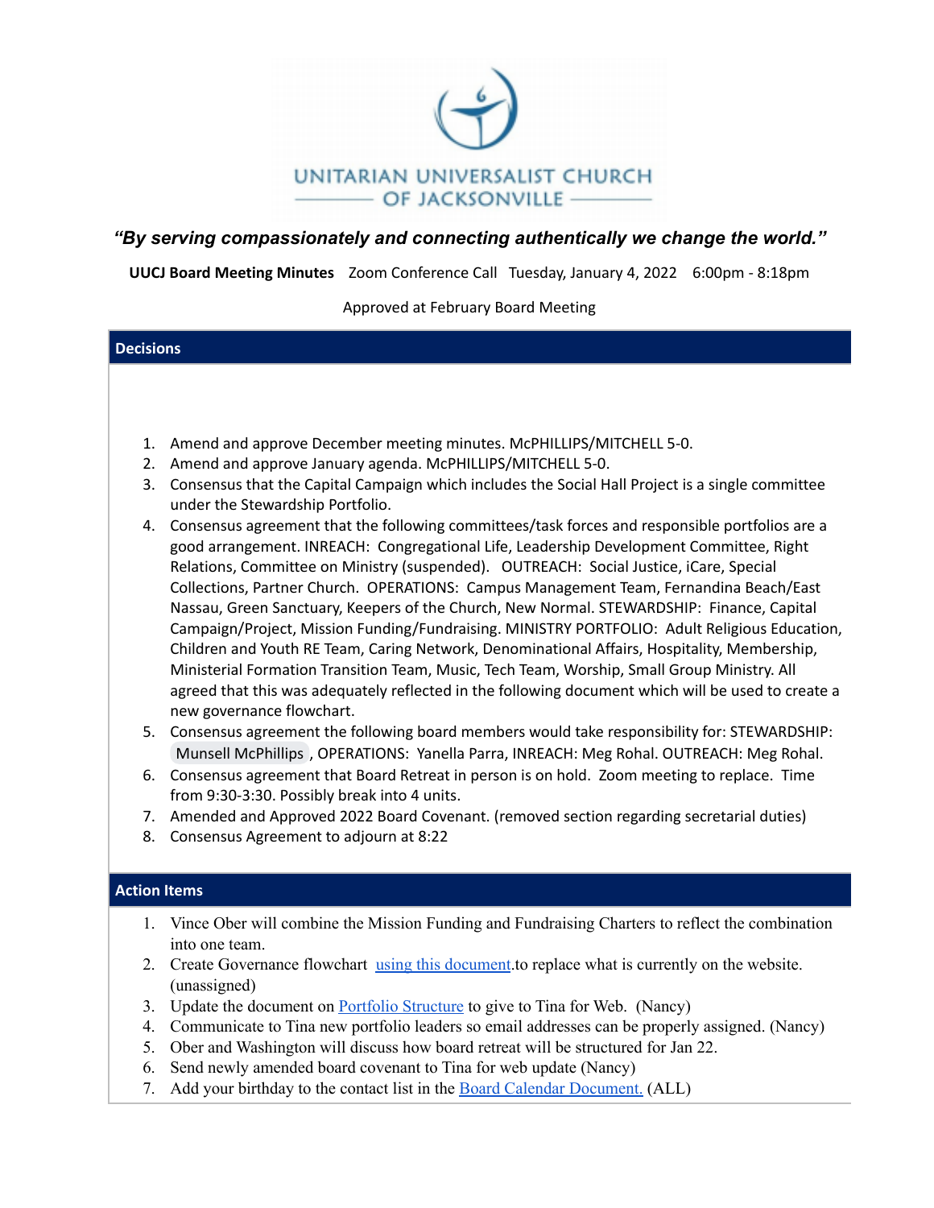UNITARIAN UNIVERSALIST CHURCH OF JACKSONVILLE

***"By serving compassionately and connecting authentically we change the world."***

**UUCJ Board Meeting Minutes** Zoom Conference Call Tuesday, January 4, 2022 6:00pm - 8:18pm

Approved at February Board Meeting

## Decisions

1. Amend and approve December meeting minutes. McPHILLIPS/MITCHELL 5-0.
2. Amend and approve January agenda. McPHILLIPS/MITCHELL 5-0.
3. Consensus that the Capital Campaign which includes the Social Hall Project is a single committee under the Stewardship Portfolio.
4. Consensus agreement that the following committees/task forces and responsible portfolios are a good arrangement. INREACH: Congregational Life, Leadership Development Committee, Right Relations, Committee on Ministry (suspended). OUTREACH: Social Justice, iCare, Special Collections, Partner Church. OPERATIONS: Campus Management Team, Fernandina Beach/East Nassau, Green Sanctuary, Keepers of the Church, New Normal. STEWARDSHIP: Finance, Capital Campaign/Project, Mission Funding/Fundraising. MINISTRY PORTFOLIO: Adult Religious Education, Children and Youth RE Team, Caring Network, Denominational Affairs, Hospitality, Membership, Ministerial Formation Transition Team, Music, Tech Team, Worship, Small Group Ministry. All agreed that this was adequately reflected in the following document which will be used to create a new governance flowchart.
5. Consensus agreement the following board members would take responsibility for: STEWARDSHIP: Munsell McPhillips , OPERATIONS: Yanella Parra, INREACH: Meg Rohal. OUTREACH: Meg Rohal.
6. Consensus agreement that Board Retreat in person is on hold. Zoom meeting to replace. Time from 9:30-3:30. Possibly break into 4 units.
7. Amended and Approved 2022 Board Covenant. (removed section regarding secretarial duties)
8. Consensus Agreement to adjourn at 8:22

## Action Items

1. Vince Ober will combine the Mission Funding and Fundraising Charters to reflect the combination into one team.
2. Create Governance flowchart using this document.to replace what is currently on the website. (unassigned)
3. Update the document on Portfolio Structure to give to Tina for Web. (Nancy)
4. Communicate to Tina new portfolio leaders so email addresses can be properly assigned. (Nancy)
5. Ober and Washington will discuss how board retreat will be structured for Jan 22.
6. Send newly amended board covenant to Tina for web update (Nancy)
7. Add your birthday to the contact list in the Board Calendar Document. (ALL)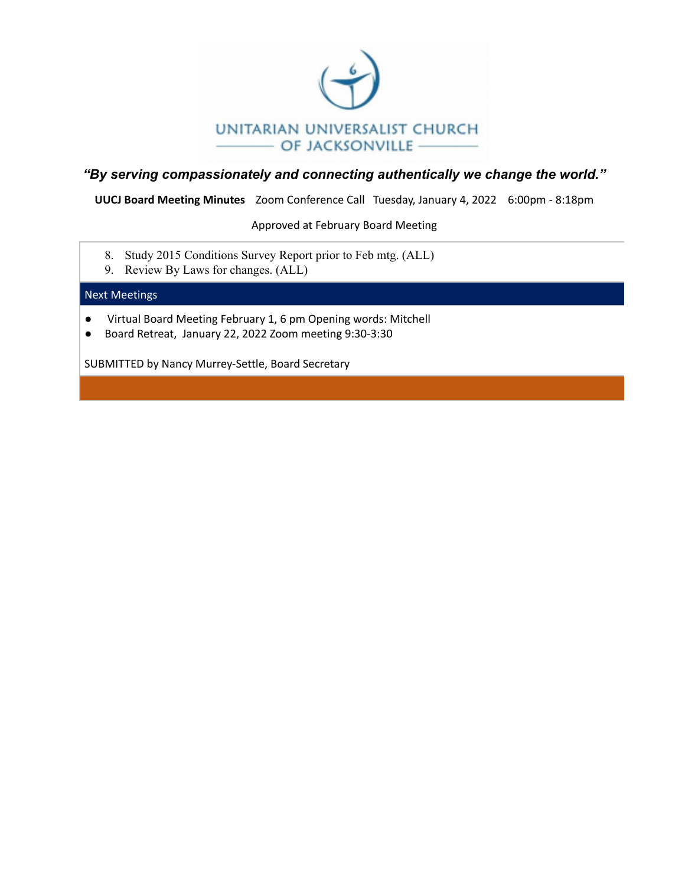**UNITARIAN UNIVERSALIST CHURCH OF JACKSONVILLE**

***"By serving compassionately and connecting authentically we change the world."***

**UUCJ Board Meeting Minutes** Zoom Conference Call Tuesday, January 4, 2022 6:00pm - 8:18pm

Approved at February Board Meeting

8. Study 2015 Conditions Survey Report prior to Feb mtg. (ALL)
9. Review By Laws for changes. (ALL)

## Next Meetings

- Virtual Board Meeting February 1, 6 pm Opening words: Mitchell
- Board Retreat, January 22, 2022 Zoom meeting 9:30-3:30

SUBMITTED by Nancy Murrey-Settle, Board Secretary